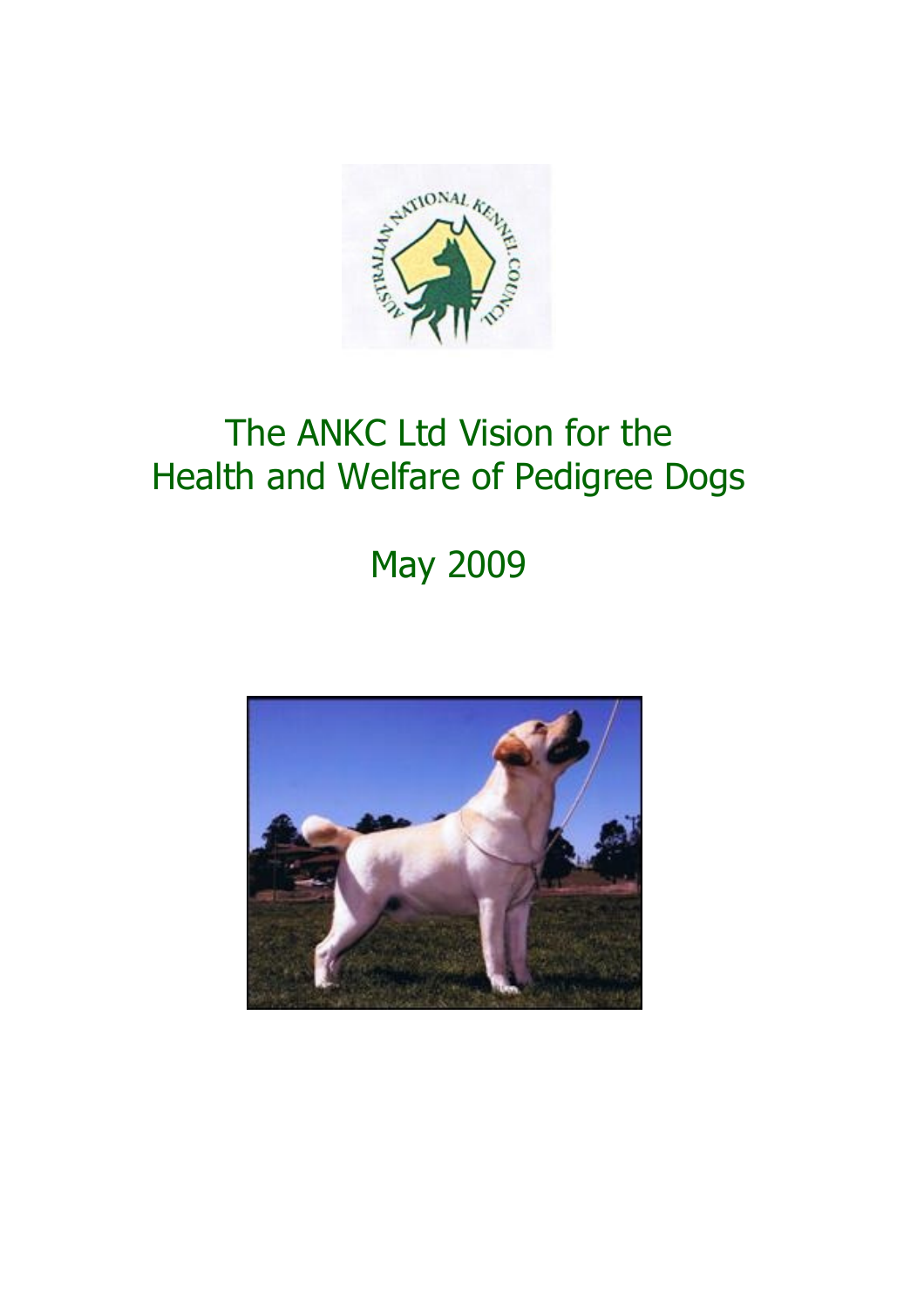# The ANKC Ltd Vision for the Health and Welfare of Pedigree Dogs

## May 2009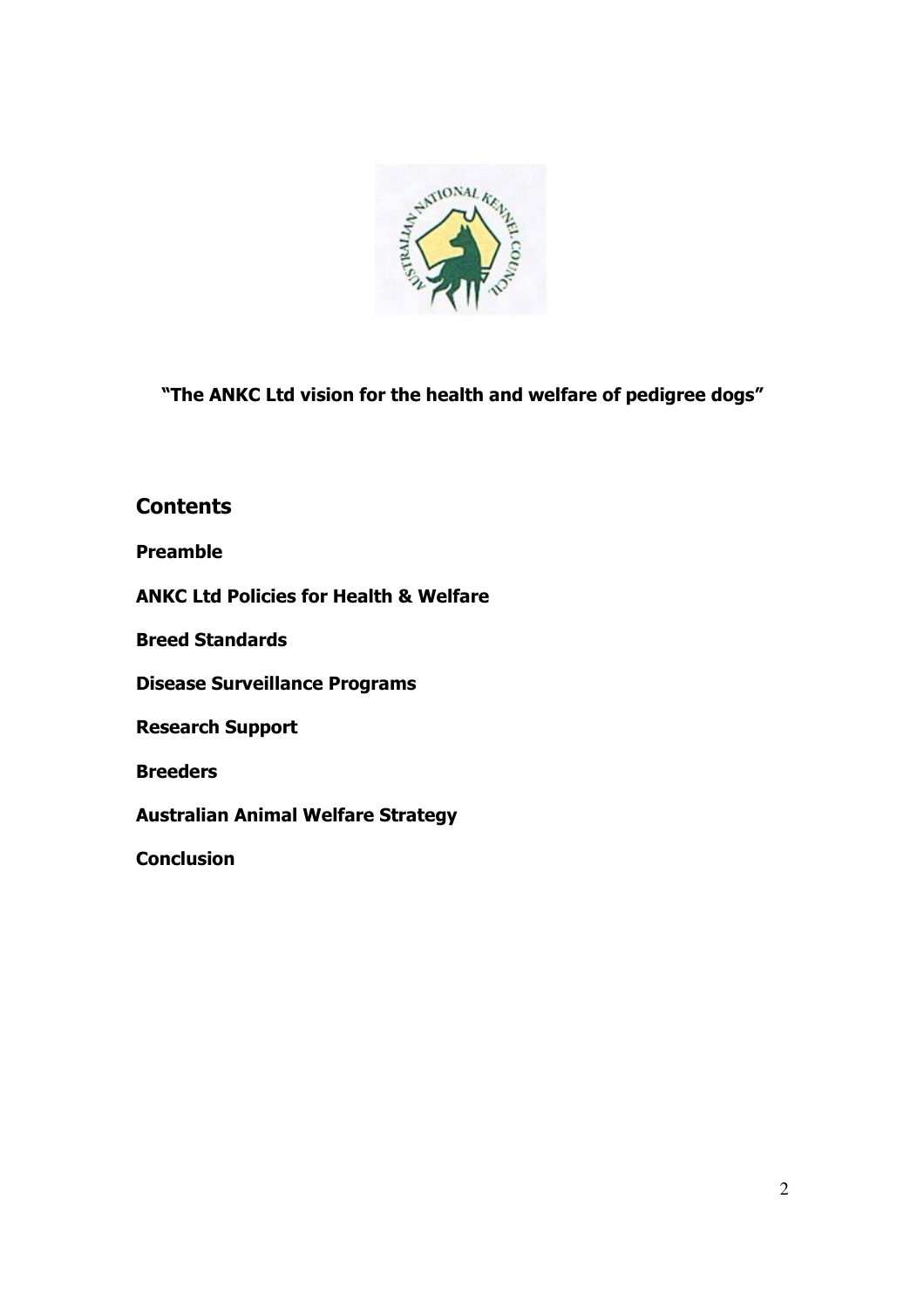**"The ANKC Ltd vision for the health and welfare of pedigree dogs"**

## Contents

**Preamble**

**ANKC Ltd Policies for Health & Welfare**

**Breed Standards**

**Disease Surveillance Programs**

**Research Support**

**Breeders**

**Australian Animal Welfare Strategy**

**Conclusion**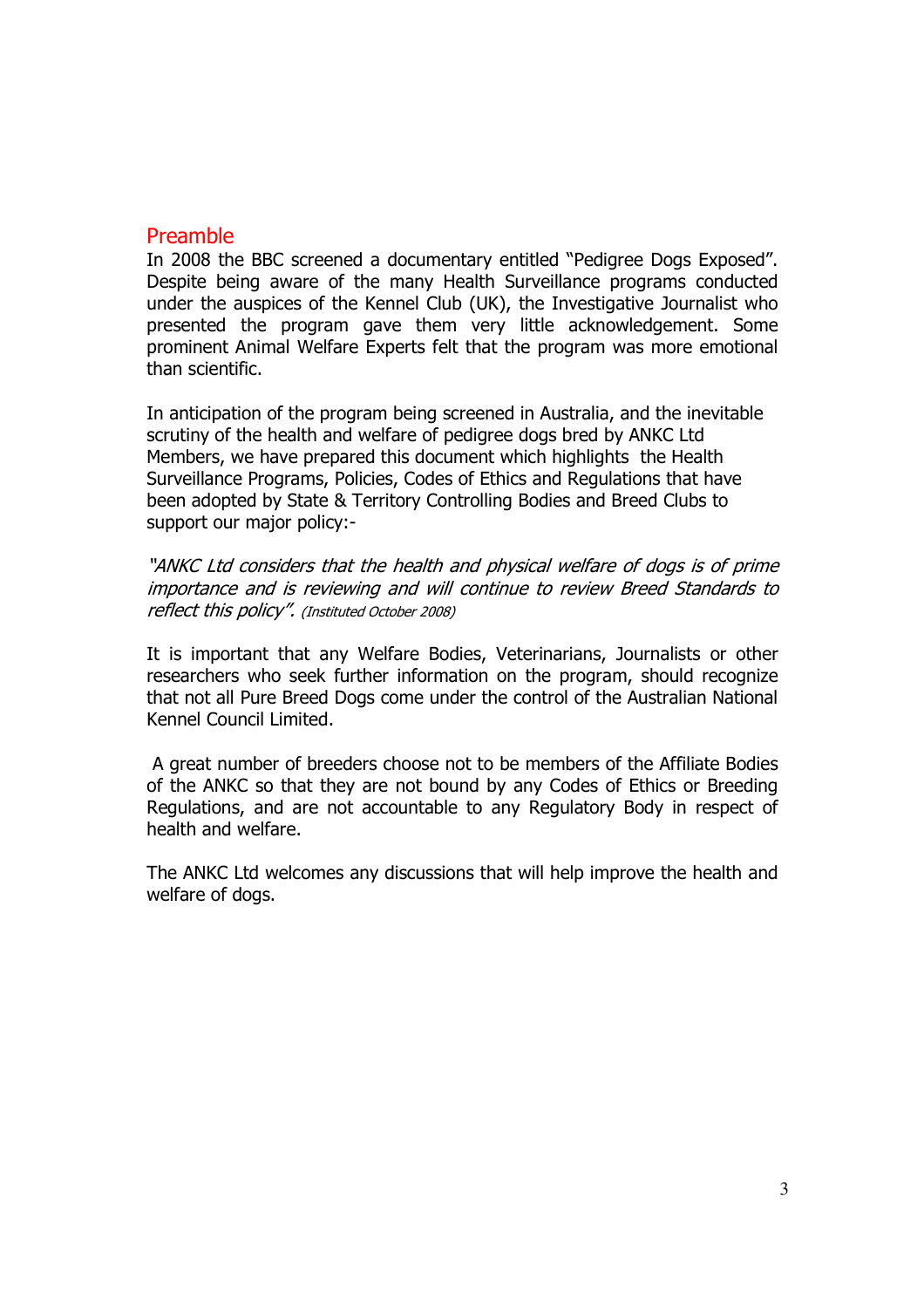## Preamble

In 2008 the BBC screened a documentary entitled "Pedigree Dogs Exposed". Despite being aware of the many Health Surveillance programs conducted under the auspices of the Kennel Club (UK), the Investigative Journalist who presented the program gave them very little acknowledgement. Some prominent Animal Welfare Experts felt that the program was more emotional than scientific.

In anticipation of the program being screened in Australia, and the inevitable scrutiny of the health and welfare of pedigree dogs bred by ANKC Ltd Members, we have prepared this document which highlights the Health Surveillance Programs, Policies, Codes of Ethics and Regulations that have been adopted by State & Territory Controlling Bodies and Breed Clubs to support our major policy:-

*"ANKC Ltd considers that the health and physical welfare of dogs is of prime importance and is reviewing and will continue to review Breed Standards to reflect this policy". (Instituted October 2008)*

It is important that any Welfare Bodies, Veterinarians, Journalists or other researchers who seek further information on the program, should recognize that not all Pure Breed Dogs come under the control of the Australian National Kennel Council Limited.

A great number of breeders choose not to be members of the Affiliate Bodies of the ANKC so that they are not bound by any Codes of Ethics or Breeding Regulations, and are not accountable to any Regulatory Body in respect of health and welfare.

The ANKC Ltd welcomes any discussions that will help improve the health and welfare of dogs.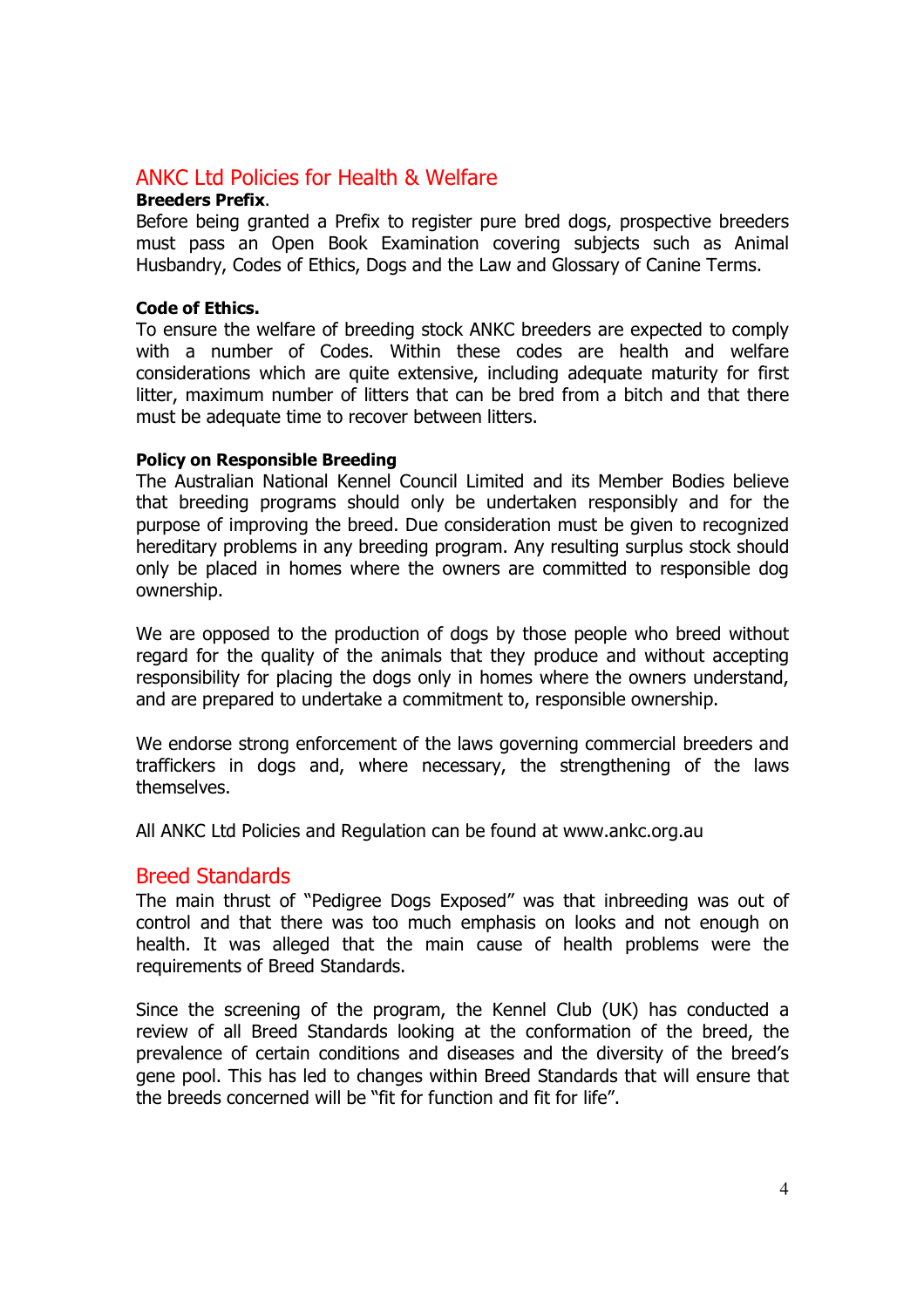## ANKC Ltd Policies for Health & Welfare

**Breeders Prefix**.

Before being granted a Prefix to register pure bred dogs, prospective breeders must pass an Open Book Examination covering subjects such as Animal Husbandry, Codes of Ethics, Dogs and the Law and Glossary of Canine Terms.

**Code of Ethics.**

To ensure the welfare of breeding stock ANKC breeders are expected to comply with a number of Codes. Within these codes are health and welfare considerations which are quite extensive, including adequate maturity for first litter, maximum number of litters that can be bred from a bitch and that there must be adequate time to recover between litters.

**Policy on Responsible Breeding**

The Australian National Kennel Council Limited and its Member Bodies believe that breeding programs should only be undertaken responsibly and for the purpose of improving the breed. Due consideration must be given to recognized hereditary problems in any breeding program. Any resulting surplus stock should only be placed in homes where the owners are committed to responsible dog ownership.

We are opposed to the production of dogs by those people who breed without regard for the quality of the animals that they produce and without accepting responsibility for placing the dogs only in homes where the owners understand, and are prepared to undertake a commitment to, responsible ownership.

We endorse strong enforcement of the laws governing commercial breeders and traffickers in dogs and, where necessary, the strengthening of the laws themselves.

All ANKC Ltd Policies and Regulation can be found at www.ankc.org.au

## Breed Standards

The main thrust of "Pedigree Dogs Exposed" was that inbreeding was out of control and that there was too much emphasis on looks and not enough on health. It was alleged that the main cause of health problems were the requirements of Breed Standards.

Since the screening of the program, the Kennel Club (UK) has conducted a review of all Breed Standards looking at the conformation of the breed, the prevalence of certain conditions and diseases and the diversity of the breed's gene pool. This has led to changes within Breed Standards that will ensure that the breeds concerned will be "fit for function and fit for life".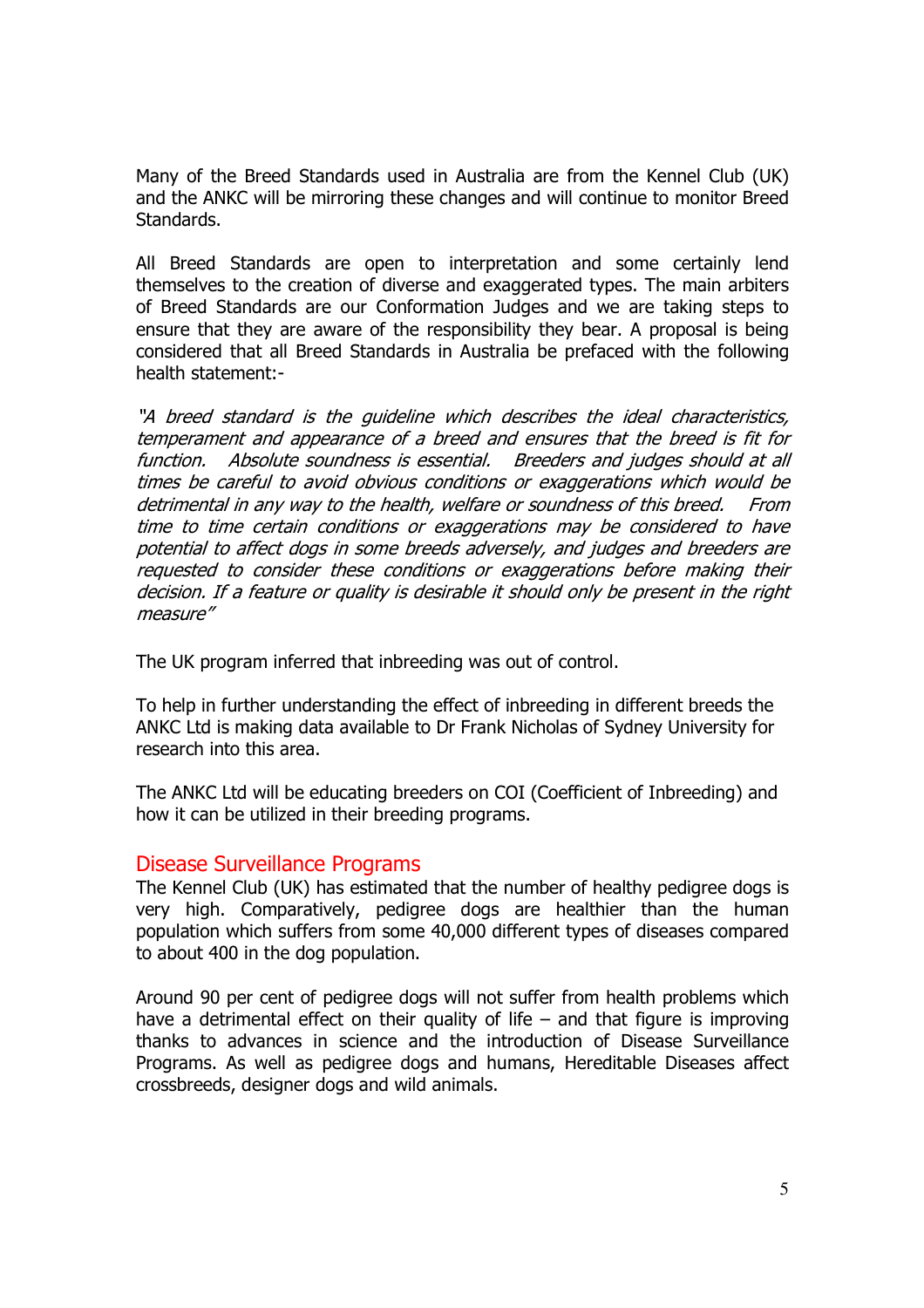Many of the Breed Standards used in Australia are from the Kennel Club (UK) and the ANKC will be mirroring these changes and will continue to monitor Breed Standards.

All Breed Standards are open to interpretation and some certainly lend themselves to the creation of diverse and exaggerated types. The main arbiters of Breed Standards are our Conformation Judges and we are taking steps to ensure that they are aware of the responsibility they bear. A proposal is being considered that all Breed Standards in Australia be prefaced with the following health statement:-

*"A breed standard is the guideline which describes the ideal characteristics, temperament and appearance of a breed and ensures that the breed is fit for function. Absolute soundness is essential. Breeders and judges should at all times be careful to avoid obvious conditions or exaggerations which would be detrimental in any way to the health, welfare or soundness of this breed. From time to time certain conditions or exaggerations may be considered to have potential to affect dogs in some breeds adversely, and judges and breeders are requested to consider these conditions or exaggerations before making their decision. If a feature or quality is desirable it should only be present in the right measure"*

The UK program inferred that inbreeding was out of control.

To help in further understanding the effect of inbreeding in different breeds the ANKC Ltd is making data available to Dr Frank Nicholas of Sydney University for research into this area.

The ANKC Ltd will be educating breeders on COI (Coefficient of Inbreeding) and how it can be utilized in their breeding programs.

## Disease Surveillance Programs

The Kennel Club (UK) has estimated that the number of healthy pedigree dogs is very high. Comparatively, pedigree dogs are healthier than the human population which suffers from some 40,000 different types of diseases compared to about 400 in the dog population.

Around 90 per cent of pedigree dogs will not suffer from health problems which have a detrimental effect on their quality of life – and that figure is improving thanks to advances in science and the introduction of Disease Surveillance Programs. As well as pedigree dogs and humans, Hereditable Diseases affect crossbreeds, designer dogs and wild animals.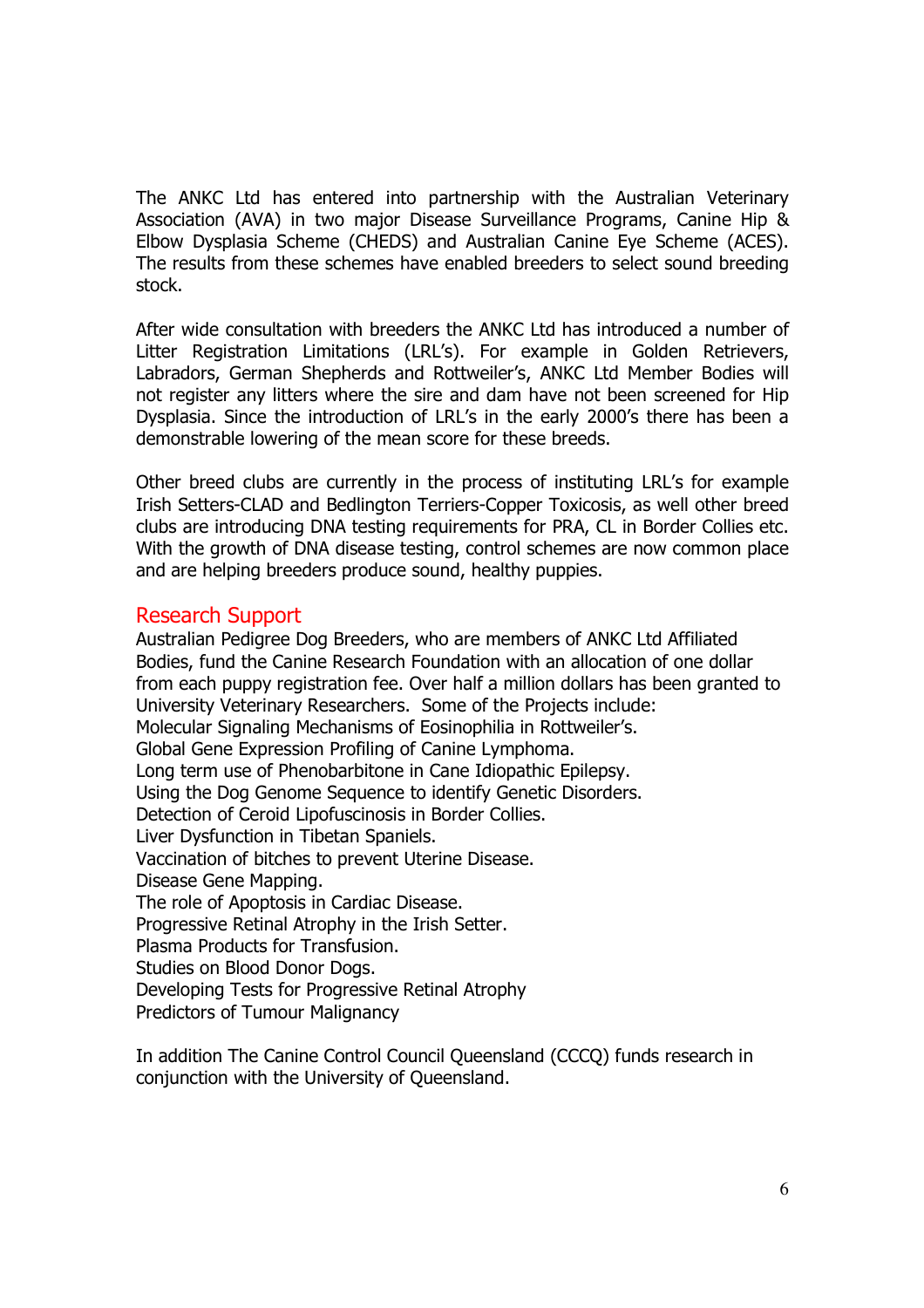The ANKC Ltd has entered into partnership with the Australian Veterinary Association (AVA) in two major Disease Surveillance Programs, Canine Hip & Elbow Dysplasia Scheme (CHEDS) and Australian Canine Eye Scheme (ACES). The results from these schemes have enabled breeders to select sound breeding stock.

After wide consultation with breeders the ANKC Ltd has introduced a number of Litter Registration Limitations (LRL's). For example in Golden Retrievers, Labradors, German Shepherds and Rottweiler's, ANKC Ltd Member Bodies will not register any litters where the sire and dam have not been screened for Hip Dysplasia. Since the introduction of LRL's in the early 2000's there has been a demonstrable lowering of the mean score for these breeds.

Other breed clubs are currently in the process of instituting LRL's for example Irish Setters-CLAD and Bedlington Terriers-Copper Toxicosis, as well other breed clubs are introducing DNA testing requirements for PRA, CL in Border Collies etc. With the growth of DNA disease testing, control schemes are now common place and are helping breeders produce sound, healthy puppies.

## Research Support

Australian Pedigree Dog Breeders, who are members of ANKC Ltd Affiliated Bodies, fund the Canine Research Foundation with an allocation of one dollar from each puppy registration fee. Over half a million dollars has been granted to University Veterinary Researchers. Some of the Projects include:
Molecular Signaling Mechanisms of Eosinophilia in Rottweiler's.
Global Gene Expression Profiling of Canine Lymphoma.
Long term use of Phenobarbitone in Cane Idiopathic Epilepsy.
Using the Dog Genome Sequence to identify Genetic Disorders.
Detection of Ceroid Lipofuscinosis in Border Collies.
Liver Dysfunction in Tibetan Spaniels.
Vaccination of bitches to prevent Uterine Disease.
Disease Gene Mapping.
The role of Apoptosis in Cardiac Disease.
Progressive Retinal Atrophy in the Irish Setter.
Plasma Products for Transfusion.
Studies on Blood Donor Dogs.
Developing Tests for Progressive Retinal Atrophy
Predictors of Tumour Malignancy

In addition The Canine Control Council Queensland (CCCQ) funds research in conjunction with the University of Queensland.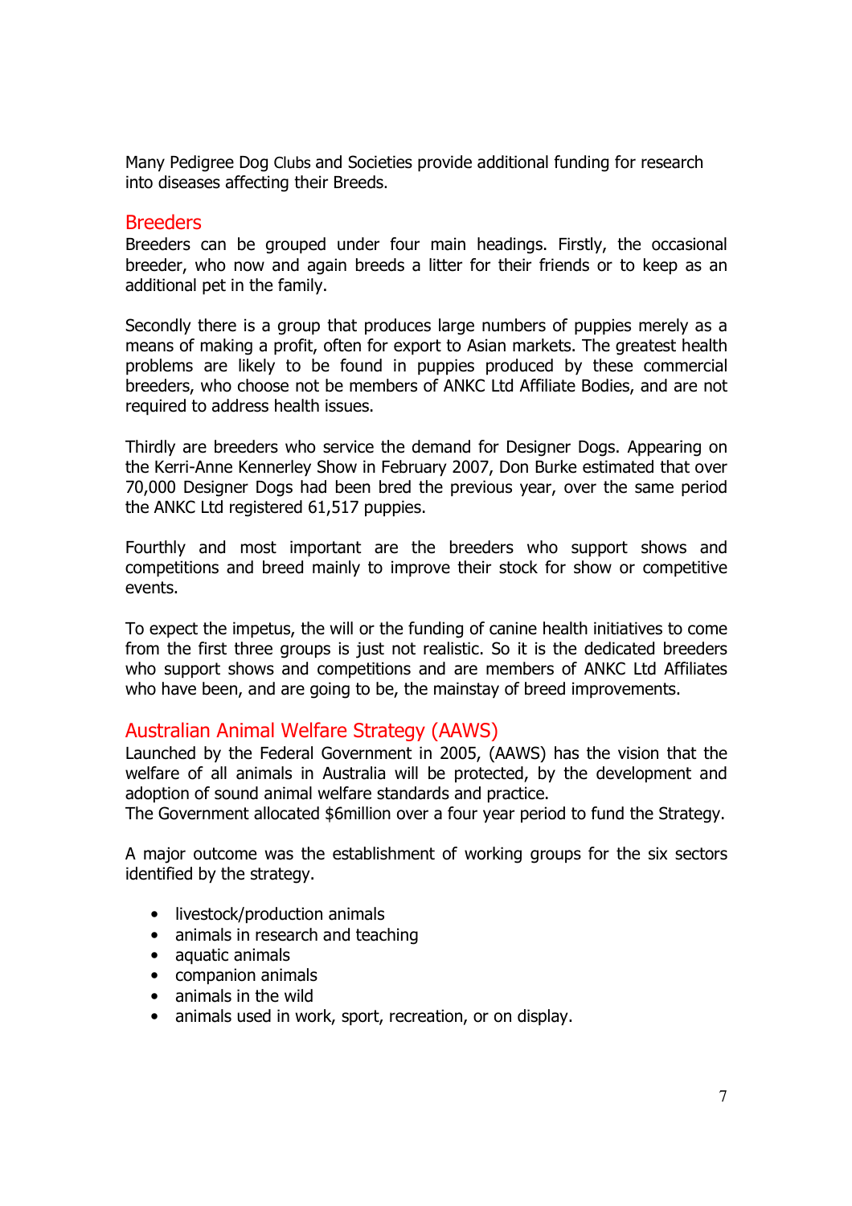Many Pedigree Dog Clubs and Societies provide additional funding for research into diseases affecting their Breeds.

## Breeders

Breeders can be grouped under four main headings. Firstly, the occasional breeder, who now and again breeds a litter for their friends or to keep as an additional pet in the family.

Secondly there is a group that produces large numbers of puppies merely as a means of making a profit, often for export to Asian markets. The greatest health problems are likely to be found in puppies produced by these commercial breeders, who choose not be members of ANKC Ltd Affiliate Bodies, and are not required to address health issues.

Thirdly are breeders who service the demand for Designer Dogs. Appearing on the Kerri-Anne Kennerley Show in February 2007, Don Burke estimated that over 70,000 Designer Dogs had been bred the previous year, over the same period the ANKC Ltd registered 61,517 puppies.

Fourthly and most important are the breeders who support shows and competitions and breed mainly to improve their stock for show or competitive events.

To expect the impetus, the will or the funding of canine health initiatives to come from the first three groups is just not realistic. So it is the dedicated breeders who support shows and competitions and are members of ANKC Ltd Affiliates who have been, and are going to be, the mainstay of breed improvements.

## Australian Animal Welfare Strategy (AAWS)

Launched by the Federal Government in 2005, (AAWS) has the vision that the welfare of all animals in Australia will be protected, by the development and adoption of sound animal welfare standards and practice.
The Government allocated $6million over a four year period to fund the Strategy.

A major outcome was the establishment of working groups for the six sectors identified by the strategy.

- livestock/production animals
- animals in research and teaching
- aquatic animals
- companion animals
- animals in the wild
- animals used in work, sport, recreation, or on display.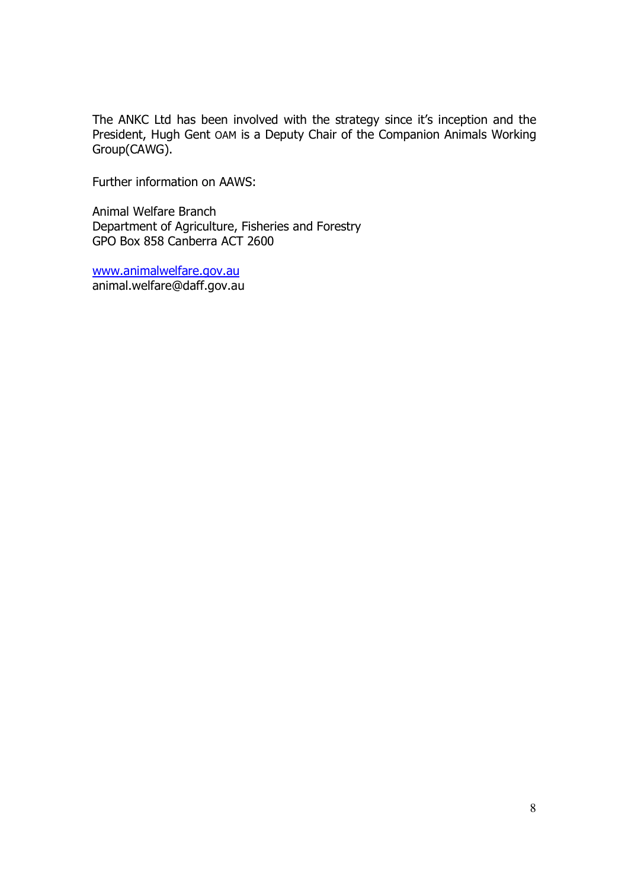The ANKC Ltd has been involved with the strategy since it's inception and the President, Hugh Gent OAM is a Deputy Chair of the Companion Animals Working Group(CAWG).

Further information on AAWS:

Animal Welfare Branch
Department of Agriculture, Fisheries and Forestry
GPO Box 858 Canberra ACT 2600

www.animalwelfare.gov.au
animal.welfare@daff.gov.au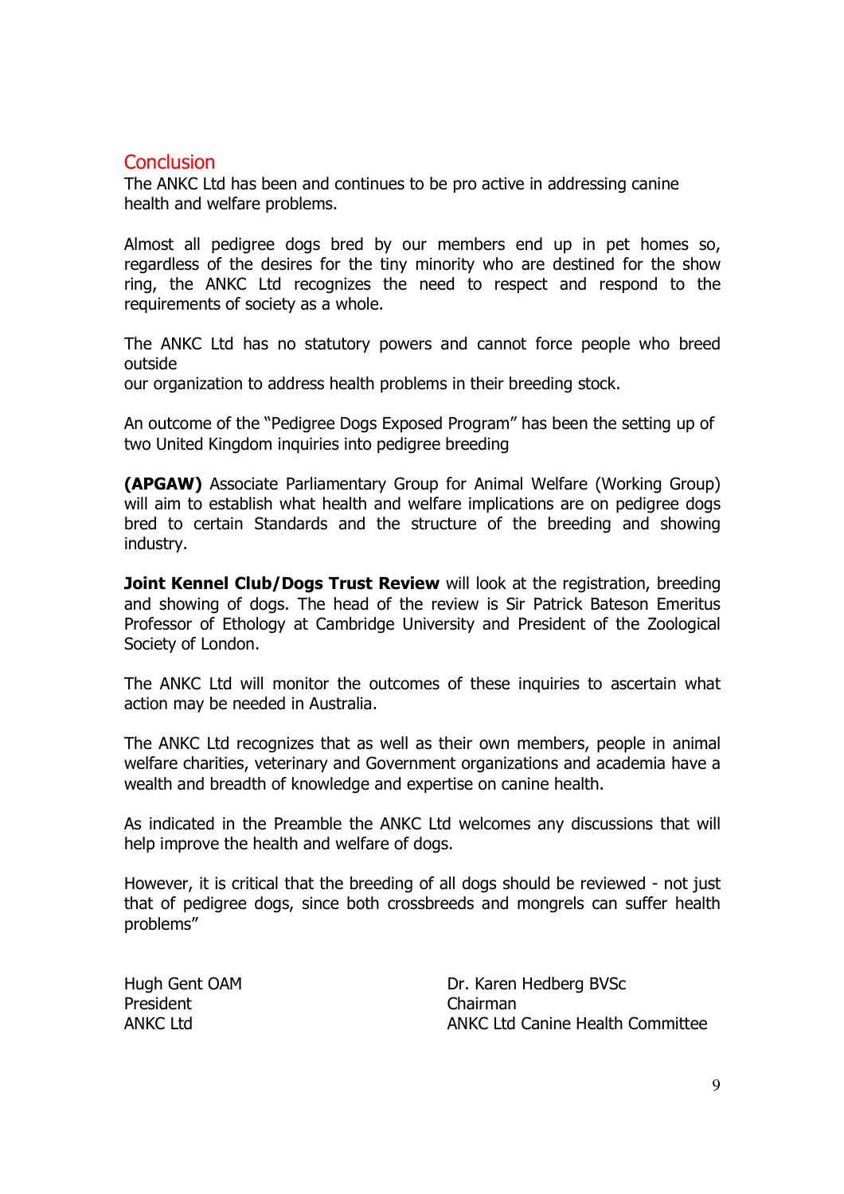## Conclusion

The ANKC Ltd has been and continues to be pro active in addressing canine health and welfare problems.

Almost all pedigree dogs bred by our members end up in pet homes so, regardless of the desires for the tiny minority who are destined for the show ring, the ANKC Ltd recognizes the need to respect and respond to the requirements of society as a whole.

The ANKC Ltd has no statutory powers and cannot force people who breed outside
our organization to address health problems in their breeding stock.

An outcome of the "Pedigree Dogs Exposed Program" has been the setting up of two United Kingdom inquiries into pedigree breeding

**(APGAW)** Associate Parliamentary Group for Animal Welfare (Working Group) will aim to establish what health and welfare implications are on pedigree dogs bred to certain Standards and the structure of the breeding and showing industry.

**Joint Kennel Club/Dogs Trust Review** will look at the registration, breeding and showing of dogs. The head of the review is Sir Patrick Bateson Emeritus Professor of Ethology at Cambridge University and President of the Zoological Society of London.

The ANKC Ltd will monitor the outcomes of these inquiries to ascertain what action may be needed in Australia.

The ANKC Ltd recognizes that as well as their own members, people in animal welfare charities, veterinary and Government organizations and academia have a wealth and breadth of knowledge and expertise on canine health.

As indicated in the Preamble the ANKC Ltd welcomes any discussions that will help improve the health and welfare of dogs.

However, it is critical that the breeding of all dogs should be reviewed - not just that of pedigree dogs, since both crossbreeds and mongrels can suffer health problems"

Hugh Gent OAM
President
ANKC Ltd

Dr. Karen Hedberg BVSc
Chairman
ANKC Ltd Canine Health Committee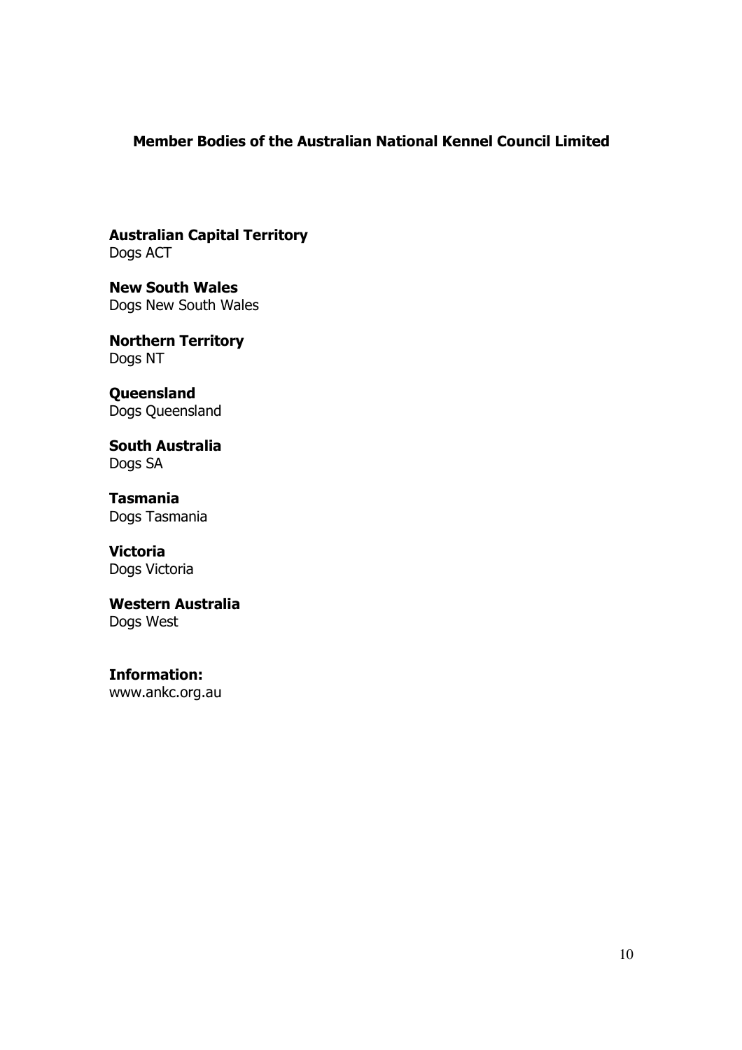## Member Bodies of the Australian National Kennel Council Limited

**Australian Capital Territory**
Dogs ACT

**New South Wales**
Dogs New South Wales

**Northern Territory**
Dogs NT

**Queensland**
Dogs Queensland

**South Australia**
Dogs SA

**Tasmania**
Dogs Tasmania

**Victoria**
Dogs Victoria

**Western Australia**
Dogs West

**Information:**
www.ankc.org.au